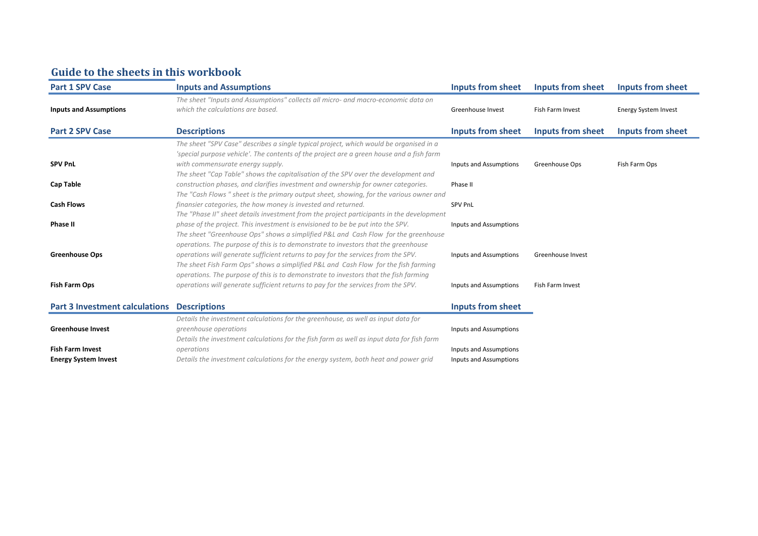## Guide to the sheets in this workbook

| Part 1 SPV Case | Inputs and Assumptions | Inputs from sheet | Inputs from sheet | Inputs from sheet |
|---|---|---|---|---|
| **Inputs and Assumptions** | *The sheet "Inputs and Assumptions" collects all micro- and macro-economic data on which the calculations are based.* | Greenhouse Invest | Fish Farm Invest | Energy System Invest |

| Part 2 SPV Case | Descriptions | Inputs from sheet | Inputs from sheet | Inputs from sheet |
|---|---|---|---|---|
| **SPV PnL** | *The sheet "SPV Case" describes a single typical project, which would be organised in a 'special purpose vehicle'. The contents of the project are a green house and a fish farm with commensurate energy supply.* | Inputs and Assumptions | Greenhouse Ops | Fish Farm Ops |
| **Cap Table** | *The sheet "Cap Table" shows the capitalisation of the SPV over the development and construction phases, and clarifies investment and ownership for owner categories.* | Phase II | | |
| **Cash Flows** | *The "Cash Flows " sheet is the primary output sheet, showing, for the various owner and finansier categories, the how money is invested and returned.* | SPV PnL | | |
| **Phase II** | *The "Phase II" sheet details investment from the project participants in the development phase of the project. This investment is envisioned to be be put into the SPV.* | Inputs and Assumptions | | |
| **Greenhouse Ops** | *The sheet "Greenhouse Ops" shows a simplified P&L and Cash Flow for the greenhouse operations. The purpose of this is to demonstrate to investors that the greenhouse operations will generate sufficient returns to pay for the services from the SPV.* | Inputs and Assumptions | Greenhouse Invest | |
| **Fish Farm Ops** | *The sheet Fish Farm Ops" shows a simplified P&L and Cash Flow for the fish farming operations. The purpose of this is to demonstrate to investors that the fish farming operations will generate sufficient returns to pay for the services from the SPV.* | Inputs and Assumptions | Fish Farm Invest | |

| Part 3 Investment calculations | Descriptions | Inputs from sheet |
|---|---|---|
| **Greenhouse Invest** | *Details the investment calculations for the greenhouse, as well as input data for greenhouse operations* | Inputs and Assumptions |
| **Fish Farm Invest** | *Details the investment calculations for the fish farm as well as input data for fish farm operations* | Inputs and Assumptions |
| **Energy System Invest** | *Details the investment calculations for the energy system, both heat and power grid* | Inputs and Assumptions |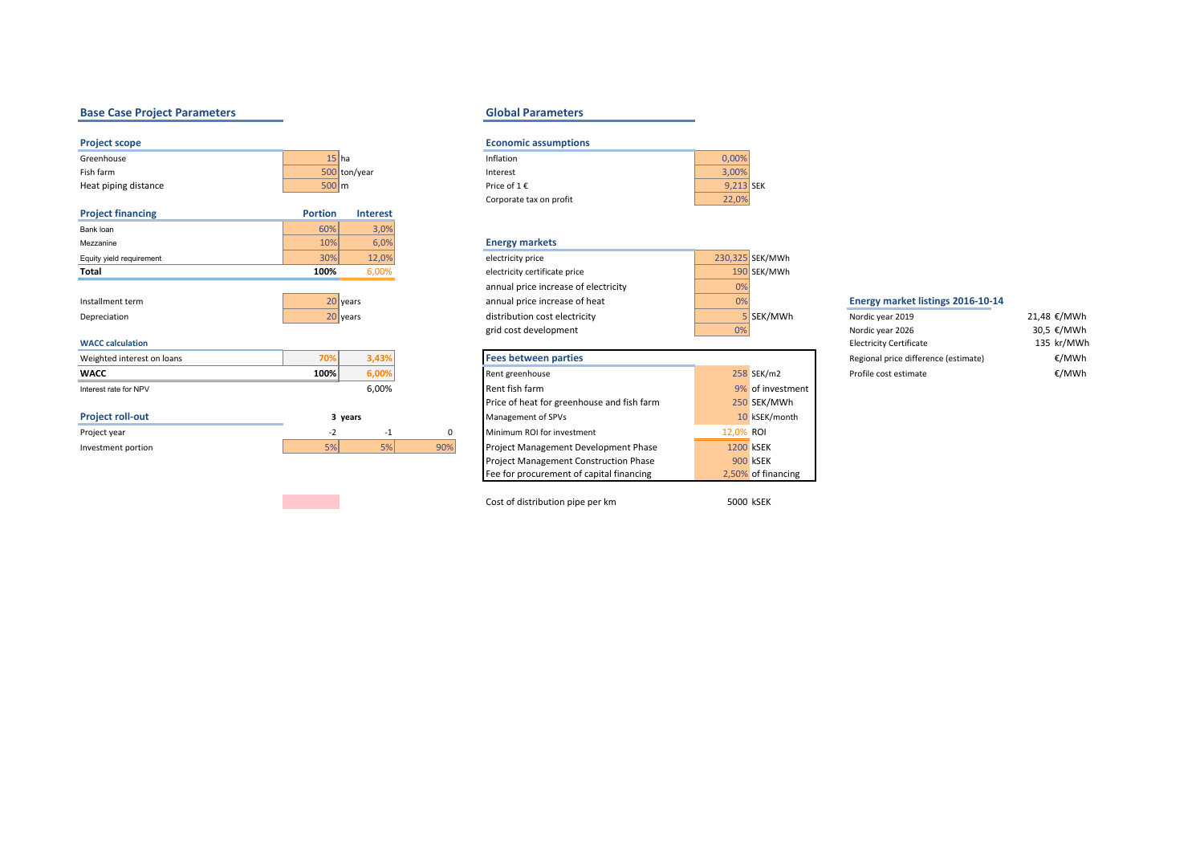## Base Case Project Parameters

### Project scope

| | | |
|---|---|---|
| Greenhouse | 15 | ha |
| Fish farm | 500 | ton/year |
| Heat piping distance | 500 | m |

### Project financing

| | Portion | Interest |
|---|---|---|
| Bank loan | 60% | 3,0% |
| Mezzanine | 10% | 6,0% |
| Equity yield requirement | 30% | 12,0% |
| **Total** | **100%** | 6,00% |

| | | |
|---|---|---|
| Installment term | 20 | years |
| Depreciation | 20 | years |

### WACC calculation

| | | |
|---|---|---|
| Weighted interest on loans | 70% | 3,43% |
| **WACC** | **100%** | 6,00% |
| Interest rate for NPV | | 6,00% |

### Project roll-out

| | 3 years | | |
|---|---|---|---|
| Project year | -2 | -1 | 0 |
| Investment portion | 5% | 5% | 90% |

## Global Parameters

### Economic assumptions

| | | |
|---|---|---|
| Inflation | 0,00% | |
| Interest | 3,00% | |
| Price of 1 € | 9,213 | SEK |
| Corporate tax on profit | 22,0% | |

### Energy markets

| | | |
|---|---|---|
| electricity price | 230,325 | SEK/MWh |
| electricity certificate price | 190 | SEK/MWh |
| annual price increase of electricity | 0% | |
| annual price increase of heat | 0% | |
| distribution cost electricity | 5 | SEK/MWh |
| grid cost development | 0% | |

### Fees between parties

| | | |
|---|---|---|
| Rent greenhouse | 258 | SEK/m2 |
| Rent fish farm | 9% | of investment |
| Price of heat for greenhouse and fish farm | 250 | SEK/MWh |
| Management of SPVs | 10 | kSEK/month |
| Minimum ROI for investment | 12,0% | ROI |
| Project Management Development Phase | 1200 | kSEK |
| Project Management Construction Phase | 900 | kSEK |
| Fee for procurement of capital financing | 2,50% | of financing |

| | | |
|---|---|---|
| Cost of distribution pipe per km | 5000 | kSEK |

### Energy market listings 2016-10-14

| | | |
|---|---|---|
| Nordic year 2019 | 21,48 | €/MWh |
| Nordic year 2026 | 30,5 | €/MWh |
| Electricity Certificate | 135 | kr/MWh |
| Regional price difference (estimate) | | €/MWh |
| Profile cost estimate | | €/MWh |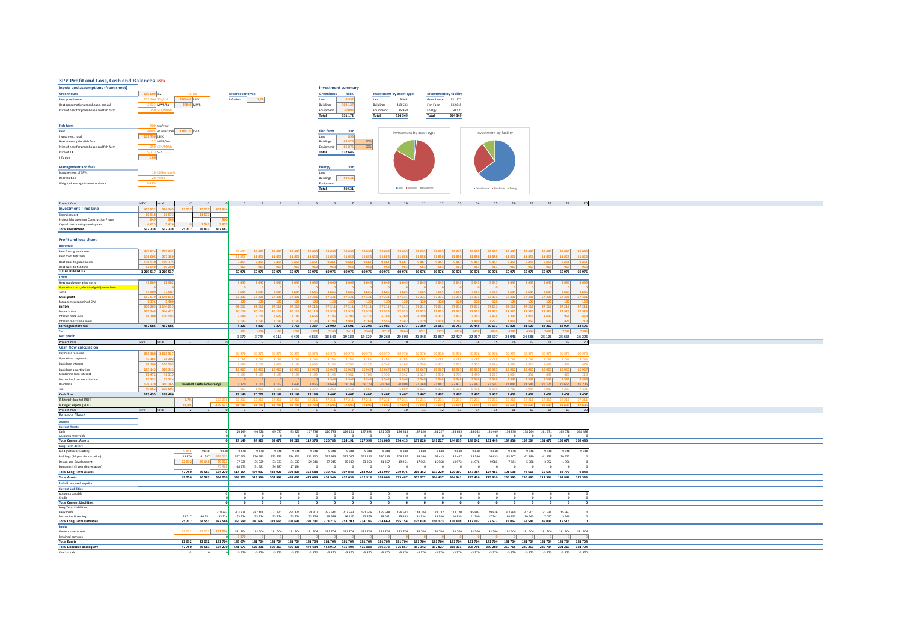# SPV Profit and Loss, Cash and Balances kSEK

## Inputs and assumptions (from sheet)

| Greenhouse | | | |
|---|---|---|---|
| Greenhouse | 150 000 m2 | 15 ha | |
| Rent greenhouse | 257,964 SEK/m2 | 38694,6 kSEK | |
| Heat consumption greenhouse, annual | 2 510 MWh/ha | 37645 MWh | |
| Price of heat for greenhouse and fish farm | 250 SEK/MWh | | |

| Macroeconomic | |
|---|---|
| Inflation | 1,80 |

| Fish farm | | | |
|---|---|---|---|
| Fish farm | 500 ton/year | | |
| Rent | 9,00% of investment | 11857,3 kSEK | |
| Investment, total | 131 750 kSEK | | |
| Heat consumption fish farm | 7,7 MWh/ton | | |
| Price of heat for greenhouse and fish farm | 250 SEK/MWh | | |
| Price of 1 € | 9,213 SEK | | |
| Inflation | 1,04 | | |

| Management and fees | |
|---|---|
| Management of SPVs | 10 kSEK/month |
| Depreciation | 20 years |
| Weighted average interest on loans | 5,43% |

## Investment summary

| Greenhouse | kSEK |
|---|---|
| Land | 8 052 |
| Buildings | 303 127 |
| Equipment | 20 093 |
| Total | 331 172 |

| Investment by asset type | |
|---|---|
| Land | 9 848 |
| Buildings | 418 533 |
| Equipment | 85 968 |
| Total | 514 349 |

| Investment by facility | |
|---|---|
| Greenhouse | 331 172 |
| Fish Farm | 132 645 |
| Energy | 50 531 |
| Total | 514 349 |

| Fish farm | kkr | |
|---|---|---|
| Land | 895 | |
| Buildings | 65 875 | 50% |
| Equipment | 65 875 | 50% |
| Total | 132 645 | |

| Energy | kkr |
|---|---|
| Land | |
| Buildings | 50 531 |
| Equipment | |
| Total | 50 531 |

Investment by asset type (chart: Land, Buildings, Equipment)

Investment by facility (chart: Greenhouse, Fish Farm, Energy)

## Investment Time Line

| Project Year | NPV | total | -2 | -1 | 0 |
|---|---|---|---|---|---|
| **Investment Time Line** | 435 631 | 514 349 | 25 717 | 25 717 | 462 914 |
| Financing cost | 10 918 | 11 573 | | 11 573 | |
| Project Management Construction Phase | 849 | 900 | | | 900 |
| Capital costs during development | 4 635 | 5 416 | 0 | 1 543 | 3 873 |
| **Total Investment** | 532 238 | 532 238 | 25 717 | 38 833 | 467 687 |

## Profit and loss sheet

| | NPV | total | 1 | 2 | 3 | 4 | 5 | 6 | 7 | 8 | 9 | 10 | 11 | 12 | 13 | 14 | 15 | 16 | 17 | 18 | 19 | 20 |
|---|---|---|---|---|---|---|---|---|---|---|---|---|---|---|---|---|---|---|---|---|---|---|
| **Revenue** | | | | | | | | | | | | | | | | | | | | | | |
| Rent from greenhouse | 443 824 | 773 892 | 38 695 | 38 695 | 38 695 | 38 695 | 38 695 | 38 695 | 38 695 | 38 695 | 38 695 | 38 695 | 38 695 | 38 695 | 38 695 | 38 695 | 38 695 | 38 695 | 38 695 | 38 695 | 38 695 | 38 695 |
| Rent from fish farm | 136 005 | 237 150 | 11 858 | 11 858 | 11 858 | 11 858 | 11 858 | 11 858 | 11 858 | 11 858 | 11 858 | 11 858 | 11 858 | 11 858 | 11 858 | 11 858 | 11 858 | 11 858 | 11 858 | 11 858 | 11 858 | 11 858 |
| Heat sales to greenhouse | 108 520 | 189 225 | 9 461 | 9 461 | 9 461 | 9 461 | 9 461 | 9 461 | 9 461 | 9 461 | 9 461 | 9 461 | 9 461 | 9 461 | 9 461 | 9 461 | 9 461 | 9 461 | 9 461 | 9 461 | 9 461 | 9 461 |
| Heat sales to fish farm | 11 040 | 19 250 | 963 | 963 | 963 | 963 | 963 | 963 | 963 | 963 | 963 | 963 | 963 | 963 | 963 | 963 | 963 | 963 | 963 | 963 | 963 | 963 |
| **TOTAL REVENUES** | 1 219 517 | 1 219 517 | 60 976 | 60 976 | 60 976 | 60 976 | 60 976 | 60 976 | 60 976 | 60 976 | 60 976 | 60 976 | 60 976 | 60 976 | 60 976 | 60 976 | 60 976 | 60 976 | 60 976 | 60 976 | 60 976 | 60 976 |
| **Costs** | | | | | | | | | | | | | | | | | | | | | | |
| Heat supply operating costs | 41 609 | 72 902 | 3 645 | 3 645 | 3 645 | 3 645 | 3 645 | 3 645 | 3 645 | 3 645 | 3 645 | 3 645 | 3 645 | 3 645 | 3 645 | 3 645 | 3 645 | 3 645 | 3 645 | 3 645 | 3 645 | 3 645 |
| Operation costs, electrical grid (passed on) | 0 | 0 | 0 | 0 | 0 | 0 | 0 | 0 | 0 | 0 | 0 | 0 | 0 | 0 | 0 | 0 | 0 | 0 | 0 | 0 | 0 | 0 |
| Total | 41 609 | 72 902 | 3 645 | 3 645 | 3 645 | 3 645 | 3 645 | 3 645 | 3 645 | 3 645 | 3 645 | 3 645 | 3 645 | 3 645 | 3 645 | 3 645 | 3 645 | 3 645 | 3 645 | 3 645 | 3 645 | 3 645 |
| **Gross profit** | 657 579 | 1 146 615 | 57 331 | 57 331 | 57 331 | 57 331 | 57 331 | 57 331 | 57 331 | 57 331 | 57 331 | 57 331 | 57 331 | 57 331 | 57 331 | 57 331 | 57 331 | 57 331 | 57 331 | 57 331 | 57 331 | 57 331 |
| Management/admin of SPV | 1 376 | 2 400 | 120 | 120 | 120 | 120 | 120 | 120 | 120 | 120 | 120 | 120 | 120 | 120 | 120 | 120 | 120 | 120 | 120 | 120 | 120 | 120 |
| **EBITDA** | 656 203 | 1 144 215 | 57 211 | 57 211 | 57 211 | 57 211 | 57 211 | 57 211 | 57 211 | 57 211 | 57 211 | 57 211 | 57 211 | 57 211 | 57 211 | 57 211 | 57 211 | 57 211 | 57 211 | 57 211 | 57 211 | 57 211 |
| Depreciation | 335 348 | 544 422 | 40 116 | 40 116 | 40 116 | 40 116 | 40 116 | 22 923 | 22 923 | 22 923 | 22 923 | 22 923 | 22 923 | 22 923 | 22 923 | 22 923 | 22 923 | 22 923 | 22 923 | 22 923 | 22 923 | 22 923 |
| Interest bank loan | 68 106 | 100 505 | 9 580 | 9 101 | 8 622 | 8 143 | 7 664 | 7 185 | 6 706 | 6 227 | 5 748 | 5 269 | 4 790 | 4 311 | 3 832 | 3 353 | 2 874 | 2 395 | 1 916 | 1 437 | 958 | 479 |
| Interest mezzanine loans | | | 3 193 | 3 193 | 3 193 | 3 193 | 3 193 | 3 193 | 2 981 | 2 768 | 2 555 | 2 342 | 2 129 | 1 916 | 1 703 | 1 490 | 1 277 | 1 064 | 852 | 639 | 426 | 213 |
| **Earnings before tax** | 457 685 | 457 685 | 4 321 | 4 800 | 5 279 | 5 758 | 6 237 | 23 909 | 24 601 | 25 293 | 25 985 | 26 677 | 27 369 | 28 061 | 28 753 | 29 445 | 30 137 | 30 828 | 31 520 | 32 212 | 32 904 | 33 596 |
| Tax | | | 951 | 1056 | 1161 | 1267 | 1372 | 5260 | 5412 | 5565 | 5717 | 5869 | 6021 | 6173 | 6326 | 6478 | 6630 | 6782 | 6934 | 7087 | 7239 | 7391 |
| **Net profit** | | | 3 370 | 3 744 | 4 117 | 4 491 | 4 865 | 18 649 | 19 189 | 19 729 | 20 268 | 20 808 | 21 348 | 21 887 | 22 427 | 22 967 | 23 507 | 24 046 | 24 586 | 25 126 | 25 665 | 26 205 |

## Cash flow calculation

| Project Year | NPV | total | -2 | -1 | 0 | 1 | 2 | 3 | 4 | 5 | 6 | 7 | 8 | 9 | 10 | 11 | 12 | 13 | 14 | 15 | 16 | 17 | 18 | 19 | 20 |
|---|---|---|---|---|---|---|---|---|---|---|---|---|---|---|---|---|---|---|---|---|---|---|---|---|---|
| Payments received | 699 388 | 1 219 517 | | | | 60 976 | 60 976 | 60 976 | 60 976 | 60 976 | 60 976 | 60 976 | 60 976 | 60 976 | 60 976 | 60 976 | 60 976 | 60 976 | 60 976 | 60 976 | 60 976 | 60 976 | 60 976 | 60 976 | 60 976 |
| Operations payments | 43 185 | 75 302 | | | | 3 765 | 3 765 | 3 765 | 3 765 | 3 765 | 3 765 | 3 765 | 3 765 | 3 765 | 3 765 | 3 765 | 3 765 | 3 765 | 3 765 | 3 765 | 3 765 | 3 765 | 3 765 | 3 765 | 3 765 |
| Bank loan interest | 68 106 | 100 505 | | | | 9 580 | 9 101 | 8 622 | 8 143 | 7 664 | 7 185 | 6 706 | 6 227 | 5 748 | 5 269 | 4 790 | 4 311 | 3 832 | 3 353 | 2 874 | 2 395 | 1 916 | 1 437 | 958 | 479 |
| Mezzanine loan interest | 27 472 | 41 535 | | | | 3 193 | 3 193 | 3 193 | 3 193 | 3 193 | 3 193 | 2 981 | 2 768 | 2 555 | 2 342 | 2 129 | 1 916 | 1 703 | 1 490 | 1 277 | 1 064 | 852 | 639 | 426 | 213 |
| Bank loan amortization | 183 142 | 319 343 | | | | 15 967 | 15 967 | 15 967 | 15 967 | 15 967 | 15 967 | 15 967 | 15 967 | 15 967 | 15 967 | 15 967 | 15 967 | 15 967 | 15 967 | 15 967 | 15 967 | 15 967 | 15 967 | 15 967 | 15 967 |
| Mezzanine loan amortization | 25 752 | 53 224 | | | | 0 | 0 | 0 | 0 | 0 | 3 548 | 3 548 | 3 548 | 3 548 | 3 548 | 3 548 | 3 548 | 3 548 | 3 548 | 3 548 | 3 548 | 3 548 | 3 548 | 3 548 | 3 548 |
| Dividends | 178 735 | 360 365 | Dividend = retained earnings | | | 3 370 | 7 114 | 4 117 | 4 491 | 4 865 | 18 649 | 19 189 | 19 729 | 20 268 | 20 808 | 21 348 | 21 887 | 22 427 | 22 967 | 23 507 | 24 046 | 24 586 | 25 126 | 25 665 | 26 205 |
| Tax | 49 562 | 100 691 | | | | 951 | 1 056 | 1 161 | 1 267 | 1 372 | 5 260 | 5 412 | 5 565 | 5 717 | 5 869 | 6 021 | 6 173 | 6 326 | 6 478 | 6 630 | 6 782 | 6 934 | 7 087 | 7 239 | 7 391 |
| **Cash flow** | 123 455 | 168 486 | | | | 24 149 | 20 779 | 24 149 | 24 149 | 24 149 | 3 407 | 3 407 | 3 407 | 3 407 | 3 407 | 3 407 | 3 407 | 3 407 | 3 407 | 3 407 | 3 407 | 3 407 | 3 407 | 3 407 | 3 407 |
| IRR totalt kapital (ROI) | | | 6,7% | | -532 238 | 57 211 | 57 211 | 57 211 | 57 211 | 57 211 | 57 211 | 57 211 | 57 211 | 57 211 | 57 211 | 57 211 | 57 211 | 57 211 | 57 211 | 57 211 | 57 211 | 57 211 | 57 211 | 57 211 | 57 211 |
| IRR eget kapital (ROE) | | | 24,8% | | -159 671 | 41 244 | 41 244 | 41 244 | 41 244 | 41 244 | 37 695 | 37 695 | 37 695 | 37 695 | 37 695 | 37 695 | 37 695 | 37 695 | 37 695 | 37 695 | 37 695 | 37 695 | 37 695 | 37 695 | 37 695 |

## Balance Sheet

| Project Year | NPV | total | -2 | -1 | 0 | 1 | 2 | 3 | 4 | 5 | 6 | 7 | 8 | 9 | 10 | 11 | 12 | 13 | 14 | 15 | 16 | 17 | 18 | 19 | 20 |
|---|---|---|---|---|---|---|---|---|---|---|---|---|---|---|---|---|---|---|---|---|---|---|---|---|---|
| **Assets** | | | | | | | | | | | | | | | | | | | | | | | | | |
| **Current Assets** | | | | | | | | | | | | | | | | | | | | | | | | | |
| Cash | | | | | 0 | 24 149 | 44 928 | 69 077 | 93 227 | 117 376 | 120 783 | 124 191 | 127 598 | 131 005 | 134 413 | 137 820 | 141 227 | 144 635 | 148 042 | 151 449 | 154 856 | 158 264 | 161 671 | 165 078 | 168 486 |
| Accounts receivable | | | | | 0 | 0 | 0 | 0 | 0 | 0 | 0 | 0 | 0 | 0 | 0 | 0 | 0 | 0 | 0 | 0 | 0 | 0 | 0 | 0 | 0 |
| **Total Current Assets** | | | | | 0 | 24 149 | 44 928 | 69 077 | 93 227 | 117 376 | 120 783 | 124 191 | 127 598 | 131 005 | 134 413 | 137 820 | 141 227 | 144 635 | 148 042 | 151 449 | 154 856 | 158 264 | 161 671 | 165 078 | 168 486 |
| **Long-Term Assets** | | | | | | | | | | | | | | | | | | | | | | | | | |
| Land (not depreciated) | | | 9 848 | 9 848 | 9 848 | 9 848 | 9 848 | 9 848 | 9 848 | 9 848 | 9 848 | 9 848 | 9 848 | 9 848 | 9 848 | 9 848 | 9 848 | 9 848 | 9 848 | 9 848 | 9 848 | 9 848 | 9 848 | 9 848 | 9 848 |
| Buildings (20 year depreciation) | | | 15 870 | 41 587 | 418 533 | 397 606 | 376 680 | 355 753 | 334 826 | 313 900 | 292 973 | 272 047 | 251 120 | 230 193 | 209 267 | 188 340 | 167 413 | 146 487 | 125 560 | 104 633 | 83 707 | 62 780 | 41 853 | 20 927 | 0 |
| Design and Development | | | 22 032 | 35 148 | 39 921 | 37 925 | 35 929 | 33 933 | 31 937 | 29 941 | 27 945 | 25 949 | 23 953 | 21 957 | 19 961 | 17 965 | 15 968 | 13 972 | 11 976 | 9 980 | 7 984 | 5 988 | 3 992 | 1 996 | 0 |
| Equipment (5 year depreciation) | | | | | 85 968 | 68 775 | 51 581 | 34 387 | 17 194 | 0 | 0 | 0 | 0 | 0 | 0 | 0 | 0 | 0 | 0 | 0 | 0 | 0 | 0 | 0 | 0 |
| **Total Long-Term Assets** | | | 47 750 | 86 583 | 554 270 | 514 154 | 474 037 | 433 921 | 393 805 | 353 688 | 330 766 | 307 843 | 284 920 | 261 997 | 239 075 | 216 152 | 193 229 | 170 307 | 147 384 | 124 461 | 101 538 | 78 616 | 55 693 | 32 770 | 9 848 |
| **Total Assets** | | | 47 750 | 86 583 | 554 270 | 538 303 | 518 966 | 502 998 | 487 031 | 471 064 | 451 549 | 432 033 | 412 518 | 393 003 | 373 487 | 353 972 | 334 457 | 314 941 | 295 426 | 275 910 | 256 395 | 236 880 | 217 364 | 197 849 | 178 333 |
| **Liabilities and equity** | | | | | | | | | | | | | | | | | | | | | | | | | |
| **Current Liabilities** | | | | | | | | | | | | | | | | | | | | | | | | | |
| Accounts payable | | | | | 0 | 0 | 0 | 0 | 0 | 0 | 0 | 0 | 0 | 0 | 0 | 0 | 0 | 0 | 0 | 0 | 0 | 0 | 0 | 0 | 0 |
| Credit | | | | | 0 | 0 | 0 | 0 | 0 | 0 | 0 | 0 | 0 | 0 | 0 | 0 | 0 | 0 | 0 | 0 | 0 | 0 | 0 | 0 | 0 |
| **Total Current Liabilities** | | | | | 0 | 0 | 0 | 0 | 0 | 0 | 0 | 0 | 0 | 0 | 0 | 0 | 0 | 0 | 0 | 0 | 0 | 0 | 0 | 0 | 0 |
| **Long-Term Liabilities** | | | | | | | | | | | | | | | | | | | | | | | | | |
| Bank loans | | | | | 319 343 | 303 376 | 287 408 | 271 441 | 255 474 | 239 507 | 223 540 | 207 573 | 191 606 | 175 638 | 159 671 | 143 704 | 127 737 | 111 770 | 95 803 | 79 836 | 63 869 | 47 901 | 31 934 | 15 967 | 0 |
| Mezzanine financing | | | 25 717 | 64 551 | 53 224 | 53 224 | 53 224 | 53 224 | 53 224 | 53 224 | 49 676 | 46 127 | 42 579 | 39 031 | 35 483 | 31 934 | 28 386 | 24 838 | 21 290 | 17 741 | 14 193 | 10 645 | 7 097 | 3 548 | 0 |
| **Total Long-Term Liabilities** | | | 25 717 | 64 551 | 372 566 | 356 599 | 340 632 | 324 665 | 308 698 | 292 731 | 273 215 | 253 700 | 234 185 | 214 669 | 195 154 | 175 638 | 156 123 | 136 608 | 117 092 | 97 577 | 78 062 | 58 546 | 39 031 | 19 515 | 0 |
| **Equity** | | | | | | | | | | | | | | | | | | | | | | | | | |
| Owners investment | | | 22 032 | 22 032 | 181 704 | 181 704 | 181 704 | 181 704 | 181 704 | 181 704 | 181 704 | 181 704 | 181 704 | 181 704 | 181 704 | 181 704 | 181 704 | 181 704 | 181 704 | 181 704 | 181 704 | 181 704 | 181 704 | 181 704 | 181 704 |
| Retained earnings | | | | | | 3 370 | 0 | 0 | 0 | 0 | 0 | 0 | 0 | 0 | 0 | 0 | 0 | 0 | 0 | 0 | 0 | 0 | 0 | 0 | 0 |
| **Total Equity** | | | 22 032 | 22 032 | 181 704 | 185 074 | 181 704 | 181 704 | 181 704 | 181 704 | 181 704 | 181 704 | 181 704 | 181 704 | 181 704 | 181 704 | 181 704 | 181 704 | 181 704 | 181 704 | 181 704 | 181 704 | 181 704 | 181 704 | 181 704 |
| **Total Liabilities and Equity** | | | 47 750 | 86 583 | 554 270 | 541 673 | 522 336 | 506 369 | 490 401 | 474 434 | 454 919 | 435 404 | 415 888 | 396 373 | 376 857 | 357 342 | 337 827 | 318 311 | 298 796 | 279 280 | 259 765 | 240 250 | 220 734 | 201 219 | 181 704 |
| Check totals | | | 0 | 0 | 0 | -3 370 | -3 370 | -3 370 | -3 370 | -3 370 | -3 370 | -3 370 | -3 370 | -3 370 | -3 370 | -3 370 | -3 370 | -3 370 | -3 370 | -3 370 | -3 370 | -3 370 | -3 370 | -3 370 | -3 370 |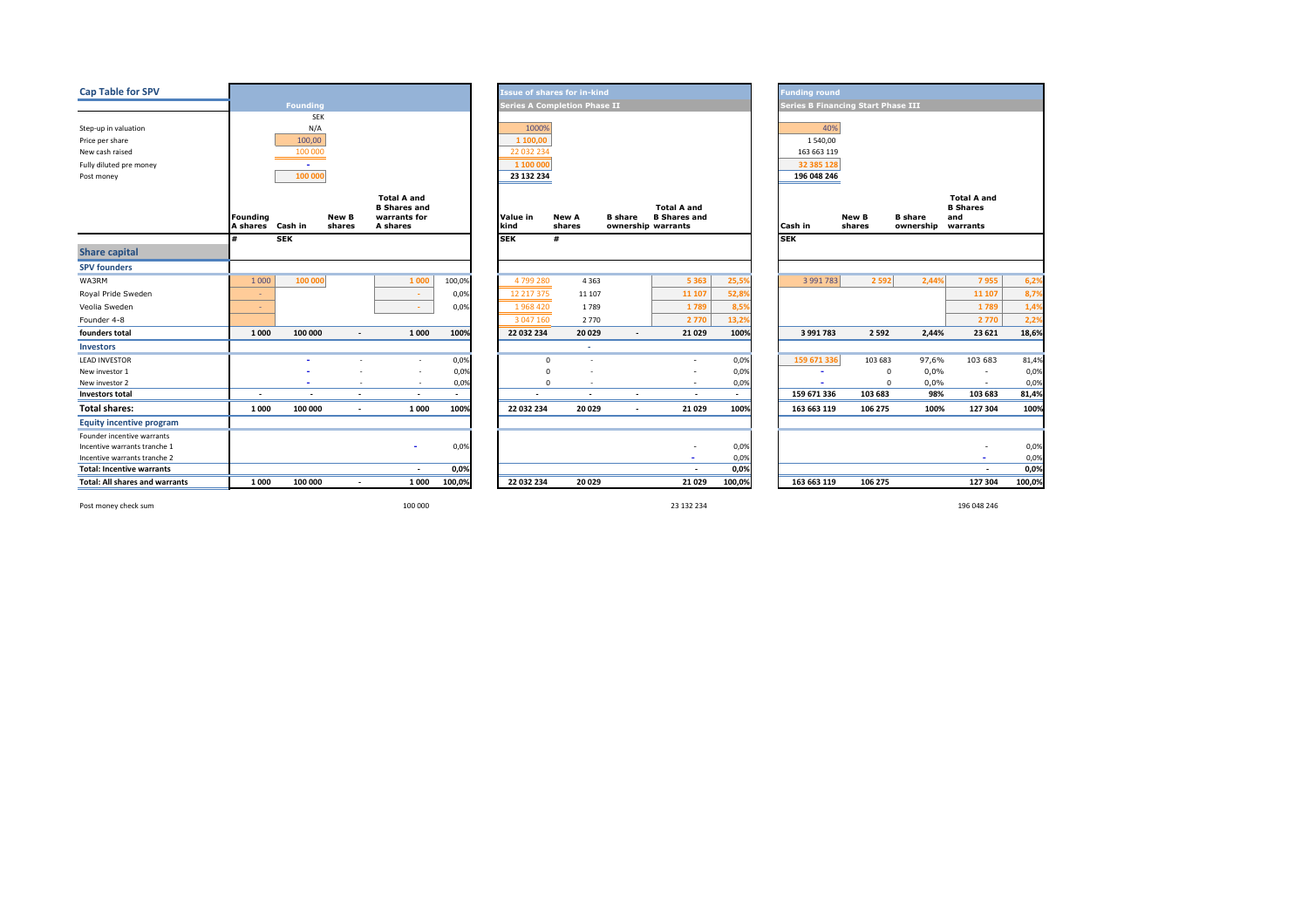## Cap Table for SPV

| | Founding | | | | | Issue of shares for in-kind | | | | | Funding round | | | | |
|---|---|---|---|---|---|---|---|---|---|---|---|---|---|---|---|
| | Founding | | | | | Series A Completion Phase II | | | | | Series B Financing Start Phase III | | | | |
| | SEK | | | | | | | | | | | | | | |
| Step-up in valuation | N/A | | | | | 1000% | | | | | 40% | | | | |
| Price per share | 100,00 | | | | | 1 100,00 | | | | | 1 540,00 | | | | |
| New cash raised | 100 000 | | | | | 22 032 234 | | | | | 163 663 119 | | | | |
| Fully diluted pre money | - | | | | | 1 100 000 | | | | | 32 385 128 | | | | |
| Post money | 100 000 | | | | | 23 132 234 | | | | | 196 048 246 | | | | |
| | **Founding A shares** | **Cash in** | **New B shares** | **Total A and B Shares and warrants for A shares** | | **Value in kind** | **New A shares** | **B share ownership** | **Total A and B Shares and warrants** | | **Cash in** | **New B shares** | **B share ownership** | **Total A and B Shares and warrants** | |
| | # | SEK | | | | SEK | # | | | | SEK | | | | |
| **Share capital** | | | | | | | | | | | | | | | |
| **SPV founders** | | | | | | | | | | | | | | | |
| WA3RM | 1 000 | 100 000 | | 1 000 | 100,0% | 4 799 280 | 4 363 | | 5 363 | 25,5% | 3 991 783 | 2 592 | 2,44% | 7 955 | 6,2% |
| Royal Pride Sweden | - | | | - | 0,0% | 12 217 375 | 11 107 | | 11 107 | 52,8% | | | | 11 107 | 8,7% |
| Veolia Sweden | - | | | - | 0,0% | 1 968 420 | 1 789 | | 1 789 | 8,5% | | | | 1 789 | 1,4% |
| Founder 4-8 | | | | | | 3 047 160 | 2 770 | | 2 770 | 13,2% | | | | 2 770 | 2,2% |
| **founders total** | **1 000** | **100 000** | **-** | **1 000** | **100%** | **22 032 234** | **20 029** | **-** | **21 029** | **100%** | **3 991 783** | **2 592** | **2,44%** | **23 621** | **18,6%** |
| **Investors** | | | | | | | - | | | | | | | | |
| LEAD INVESTOR | | - | - | - | 0,0% | 0 | - | | - | 0,0% | 159 671 336 | 103 683 | 97,6% | 103 683 | 81,4% |
| New investor 1 | | - | - | - | 0,0% | 0 | - | | - | 0,0% | - | 0 | 0,0% | - | 0,0% |
| New investor 2 | | - | - | - | 0,0% | 0 | - | | - | 0,0% | - | 0 | 0,0% | - | 0,0% |
| **Investors total** | **-** | **-** | **-** | **-** | **-** | **-** | **-** | **-** | **-** | **-** | **159 671 336** | **103 683** | **98%** | **103 683** | **81,4%** |
| **Total shares:** | **1 000** | **100 000** | **-** | **1 000** | **100%** | **22 032 234** | **20 029** | **-** | **21 029** | **100%** | **163 663 119** | **106 275** | **100%** | **127 304** | **100%** |
| **Equity incentive program** | | | | | | | | | | | | | | | |
| Founder incentive warrants | | | | | | | | | | | | | | | |
| Incentive warrants tranche 1 | | | | - | 0,0% | | | | - | 0,0% | | | | - | 0,0% |
| Incentive warrants tranche 2 | | | | | | | | | - | 0,0% | | | | - | 0,0% |
| **Total: Incentive warrants** | | | | **-** | **0,0%** | | | | **-** | **0,0%** | | | | **-** | **0,0%** |
| **Total: All shares and warrants** | **1 000** | **100 000** | **-** | **1 000** | **100,0%** | **22 032 234** | **20 029** | | **21 029** | **100,0%** | **163 663 119** | **106 275** | | **127 304** | **100,0%** |
| Post money check sum | | | | 100 000 | | | | | 23 132 234 | | | | | 196 048 246 | |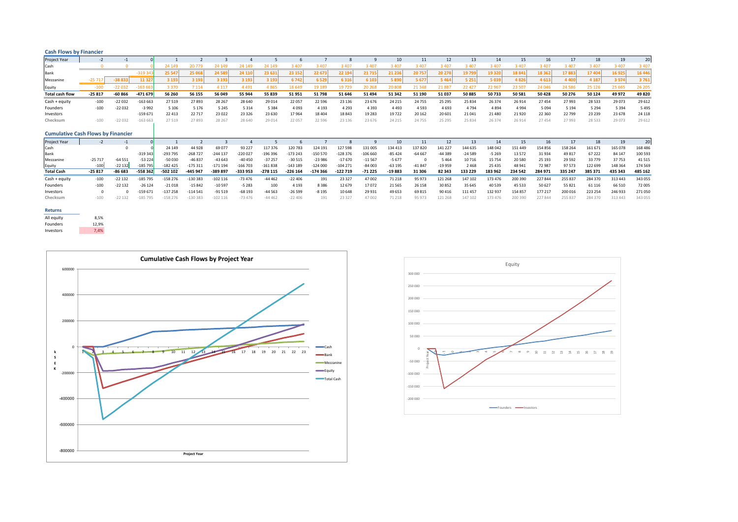### Cash Flows by Financier

| Project Year | -2 | -1 | 0 | 1 | 2 | 3 | 4 | 5 | 6 | 7 | 8 | 9 | 10 | 11 | 12 | 13 | 14 | 15 | 16 | 17 | 18 | 19 | 20 |
|---|---|---|---|---|---|---|---|---|---|---|---|---|---|---|---|---|---|---|---|---|---|---|---|
| Cash | 0 | 0 | 0 | 24 149 | 20 779 | 24 149 | 24 149 | 24 149 | 3 407 | 3 407 | 3 407 | 3 407 | 3 407 | 3 407 | 3 407 | 3 407 | 3 407 | 3 407 | 3 407 | 3 407 | 3 407 | 3 407 | 3 407 |
| Bank | | | -319 343 | 25 547 | 25 068 | 24 589 | 24 110 | 23 631 | 23 152 | 22 673 | 22 194 | 21 715 | 21 236 | 20 757 | 20 278 | 19 799 | 19 320 | 18 841 | 18 362 | 17 883 | 17 404 | 16 925 | 16 446 |
| Mezzanine | -25 717 | -38 833 | 11 327 | 3 193 | 3 193 | 3 193 | 3 193 | 3 193 | 6 742 | 6 529 | 6 316 | 6 103 | 5 890 | 5 677 | 5 464 | 5 251 | 5 039 | 4 826 | 4 613 | 4 400 | 4 187 | 3 974 | 3 761 |
| Equity | -100 | -22 032 | -163 663 | 3 370 | 7 114 | 4 117 | 4 491 | 4 865 | 18 649 | 19 189 | 19 729 | 20 268 | 20 808 | 21 348 | 21 887 | 22 427 | 22 967 | 23 507 | 24 046 | 24 586 | 25 126 | 25 665 | 26 205 |
| **Total cash flow** | **-25 817** | **-60 866** | **-471 679** | **56 260** | **56 155** | **56 049** | **55 944** | **55 839** | **51 951** | **51 798** | **51 646** | **51 494** | **51 342** | **51 190** | **51 037** | **50 885** | **50 733** | **50 581** | **50 428** | **50 276** | **50 124** | **49 972** | **49 820** |
| Cash + equity | -100 | -22 032 | -163 663 | 27 519 | 27 893 | 28 267 | 28 640 | 29 014 | 22 057 | 22 596 | 23 136 | 23 676 | 24 215 | 24 755 | 25 295 | 25 834 | 26 374 | 26 914 | 27 454 | 27 993 | 28 533 | 29 073 | 29 612 |
| Founders | -100 | -22 032 | -3 992 | 5 106 | 5 176 | 5 245 | 5 314 | 5 384 | 4 093 | 4 193 | 4 293 | 4 393 | 4 493 | 4 593 | 4 693 | 4 794 | 4 894 | 4 994 | 5 094 | 5 194 | 5 294 | 5 394 | 5 495 |
| Investors | | | -159 671 | 22 413 | 22 717 | 23 022 | 23 326 | 23 630 | 17 964 | 18 404 | 18 843 | 19 283 | 19 722 | 20 162 | 20 601 | 21 041 | 21 480 | 21 920 | 22 360 | 22 799 | 23 239 | 23 678 | 24 118 |
| Checksum | -100 | -22 032 | -163 663 | 27 519 | 27 893 | 28 267 | 28 640 | 29 014 | 22 057 | 22 596 | 23 136 | 23 676 | 24 215 | 24 755 | 25 295 | 25 834 | 26 374 | 26 914 | 27 454 | 27 993 | 28 533 | 29 073 | 29 612 |

### Cumulative Cash Flows by Financier

| Project Year | -2 | -1 | 0 | 1 | 2 | 3 | 4 | 5 | 6 | 7 | 8 | 9 | 10 | 11 | 12 | 13 | 14 | 15 | 16 | 17 | 18 | 19 | 20 |
|---|---|---|---|---|---|---|---|---|---|---|---|---|---|---|---|---|---|---|---|---|---|---|---|
| Cash | | 0 | 0 | 24 149 | 44 928 | 69 077 | 93 227 | 117 376 | 120 783 | 124 191 | 127 598 | 131 005 | 134 413 | 137 820 | 141 227 | 144 635 | 148 042 | 151 449 | 154 856 | 158 264 | 161 671 | 165 078 | 168 486 |
| Bank | | | -319 343 | -293 795 | -268 727 | -244 137 | -220 027 | -196 396 | -173 243 | -150 570 | -128 376 | -106 660 | -85 424 | -64 667 | -44 389 | -24 589 | -5 269 | 13 572 | 31 934 | 49 817 | 67 222 | 84 147 | 100 593 |
| Mezzanine | -25 717 | -64 551 | -53 224 | -50 030 | -46 837 | -43 643 | -40 450 | -37 257 | -30 515 | -23 986 | -17 670 | -11 567 | -5 677 | 0 | 5 464 | 10 716 | 15 754 | 20 580 | 25 193 | 29 592 | 33 779 | 37 753 | 41 515 |
| Equity | -100 | -22 132 | -185 795 | -182 425 | -175 311 | -171 194 | -166 703 | -161 838 | -143 189 | -124 000 | -104 271 | -84 003 | -63 195 | -41 847 | -19 959 | 2 468 | 25 435 | 48 941 | 72 987 | 97 573 | 122 699 | 148 364 | 174 569 |
| **Total Cash** | **-25 817** | **-86 683** | **-558 362** | **-502 102** | **-445 947** | **-389 897** | **-333 953** | **-278 115** | **-226 164** | **-174 366** | **-122 719** | **-71 225** | **-19 883** | **31 306** | **82 343** | **133 229** | **183 962** | **234 542** | **284 971** | **335 247** | **385 371** | **435 343** | **485 162** |
| Cash + equity | -100 | -22 132 | -185 795 | -158 276 | -130 383 | -102 116 | -73 476 | -44 462 | -22 406 | 191 | 23 327 | 47 002 | 71 218 | 95 973 | 121 268 | 147 102 | 173 476 | 200 390 | 227 844 | 255 837 | 284 370 | 313 443 | 343 055 |
| Founders | -100 | -22 132 | -26 124 | -21 018 | -15 842 | -10 597 | -5 283 | 100 | 4 193 | 8 386 | 12 679 | 17 072 | 21 565 | 26 158 | 30 852 | 35 645 | 40 539 | 45 533 | 50 627 | 55 821 | 61 116 | 66 510 | 72 005 |
| Investors | 0 | 0 | -159 671 | -137 258 | -114 541 | -91 519 | -68 193 | -44 563 | -26 599 | -8 195 | 10 648 | 29 931 | 49 653 | 69 815 | 90 416 | 111 457 | 132 937 | 154 857 | 177 217 | 200 016 | 223 254 | 246 933 | 271 050 |
| Checksum | -100 | -22 132 | -185 795 | -158 276 | -130 383 | -102 116 | -73 476 | -44 462 | -22 406 | 191 | 23 327 | 47 002 | 71 218 | 95 973 | 121 268 | 147 102 | 173 476 | 200 390 | 227 844 | 255 837 | 284 370 | 313 443 | 343 055 |

### Returns

| | |
|---|---|
| All equity | 8,5% |
| Founders | 12,9% |
| Investors | 7,4% |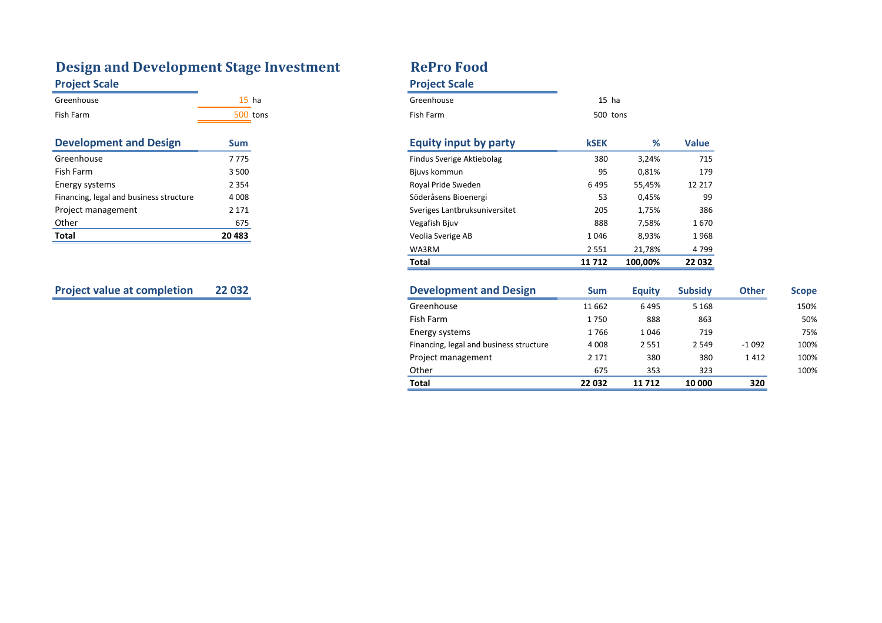# Design and Development Stage Investment

## Project Scale

| | | |
|---|---|---|
| Greenhouse | 15 | ha |
| Fish Farm | 500 | tons |

| Development and Design | Sum |
|---|---|
| Greenhouse | 7 775 |
| Fish Farm | 3 500 |
| Energy systems | 2 354 |
| Financing, legal and business structure | 4 008 |
| Project management | 2 171 |
| Other | 675 |
| **Total** | **20 483** |

| Project value at completion | 22 032 |
|---|---|

# RePro Food

## Project Scale

| | | |
|---|---|---|
| Greenhouse | 15 | ha |
| Fish Farm | 500 | tons |

| Equity input by party | kSEK | % | Value |
|---|---|---|---|
| Findus Sverige Aktiebolag | 380 | 3,24% | 715 |
| Bjuvs kommun | 95 | 0,81% | 179 |
| Royal Pride Sweden | 6 495 | 55,45% | 12 217 |
| Söderåsens Bioenergi | 53 | 0,45% | 99 |
| Sveriges Lantbruksuniversitet | 205 | 1,75% | 386 |
| Vegafish Bjuv | 888 | 7,58% | 1 670 |
| Veolia Sverige AB | 1 046 | 8,93% | 1 968 |
| WA3RM | 2 551 | 21,78% | 4 799 |
| **Total** | **11 712** | **100,00%** | **22 032** |

| Development and Design | Sum | Equity | Subsidy | Other | Scope |
|---|---|---|---|---|---|
| Greenhouse | 11 662 | 6 495 | 5 168 | | 150% |
| Fish Farm | 1 750 | 888 | 863 | | 50% |
| Energy systems | 1 766 | 1 046 | 719 | | 75% |
| Financing, legal and business structure | 4 008 | 2 551 | 2 549 | -1 092 | 100% |
| Project management | 2 171 | 380 | 380 | 1 412 | 100% |
| Other | 675 | 353 | 323 | | 100% |
| **Total** | **22 032** | **11 712** | **10 000** | **320** | |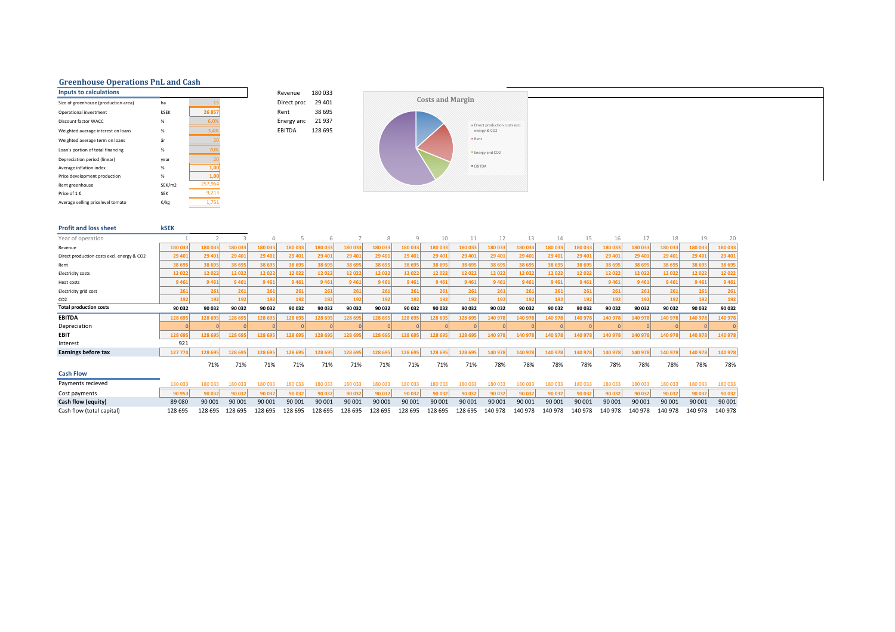## Greenhouse Operations PnL and Cash

| Inputs to calculations | | |
|---|---|---|
| Size of greenhouse (production area) | ha | 15 |
| Operational investment | kSEK | 26 857 |
| Discount factor WACC | % | 6,0% |
| Weighted average interest on loans | % | 3,4% |
| Weighted average term on loans | år | 20 |
| Loan's portion of total financing | % | 70% |
| Depreciation period (linear) | year | 20 |
| Average inflation index | % | 1,00 |
| Price development production | % | 1,00 |
| Rent greenhouse | SEK/m2 | 257,964 |
| Price of 1 € | SEK | 9,213 |
| Average selling pricelevel tomato | €/kg | 1,751 |

| | |
|---|---|
| Revenue | 180 033 |
| Direct proc | 29 401 |
| Rent | 38 695 |
| Energy anc | 21 937 |
| EBITDA | 128 695 |

Costs and Margin

- Direct production costs excl. energy & CO2
- Rent
- Energy and CO2
- EBITDA

| Profit and loss sheet | kSEK | | | | | | | | | | | | | | | | | | | |
|---|---|---|---|---|---|---|---|---|---|---|---|---|---|---|---|---|---|---|---|---|
| Year of operation | 1 | 2 | 3 | 4 | 5 | 6 | 7 | 8 | 9 | 10 | 11 | 12 | 13 | 14 | 15 | 16 | 17 | 18 | 19 | 20 |
| Revenue | 180 033 | 180 033 | 180 033 | 180 033 | 180 033 | 180 033 | 180 033 | 180 033 | 180 033 | 180 033 | 180 033 | 180 033 | 180 033 | 180 033 | 180 033 | 180 033 | 180 033 | 180 033 | 180 033 | 180 033 |
| Direct production costs excl. energy & CO2 | 29 401 | 29 401 | 29 401 | 29 401 | 29 401 | 29 401 | 29 401 | 29 401 | 29 401 | 29 401 | 29 401 | 29 401 | 29 401 | 29 401 | 29 401 | 29 401 | 29 401 | 29 401 | 29 401 | 29 401 |
| Rent | 38 695 | 38 695 | 38 695 | 38 695 | 38 695 | 38 695 | 38 695 | 38 695 | 38 695 | 38 695 | 38 695 | 38 695 | 38 695 | 38 695 | 38 695 | 38 695 | 38 695 | 38 695 | 38 695 | 38 695 |
| Electricity costs | 12 022 | 12 022 | 12 022 | 12 022 | 12 022 | 12 022 | 12 022 | 12 022 | 12 022 | 12 022 | 12 022 | 12 022 | 12 022 | 12 022 | 12 022 | 12 022 | 12 022 | 12 022 | 12 022 | 12 022 |
| Heat costs | 9 461 | 9 461 | 9 461 | 9 461 | 9 461 | 9 461 | 9 461 | 9 461 | 9 461 | 9 461 | 9 461 | 9 461 | 9 461 | 9 461 | 9 461 | 9 461 | 9 461 | 9 461 | 9 461 | 9 461 |
| Electricity grid cost | 261 | 261 | 261 | 261 | 261 | 261 | 261 | 261 | 261 | 261 | 261 | 261 | 261 | 261 | 261 | 261 | 261 | 261 | 261 | 261 |
| $CO_2$ | 192 | 192 | 192 | 192 | 192 | 192 | 192 | 192 | 192 | 192 | 192 | 192 | 192 | 192 | 192 | 192 | 192 | 192 | 192 | 192 |
| **Total production costs** | 90 032 | 90 032 | 90 032 | 90 032 | 90 032 | 90 032 | 90 032 | 90 032 | 90 032 | 90 032 | 90 032 | 90 032 | 90 032 | 90 032 | 90 032 | 90 032 | 90 032 | 90 032 | 90 032 | 90 032 |
| **EBITDA** | 128 695 | 128 695 | 128 695 | 128 695 | 128 695 | 128 695 | 128 695 | 128 695 | 128 695 | 128 695 | 128 695 | 140 978 | 140 978 | 140 978 | 140 978 | 140 978 | 140 978 | 140 978 | 140 978 | 140 978 |
| Depreciation | 0 | 0 | 0 | 0 | 0 | 0 | 0 | 0 | 0 | 0 | 0 | 0 | 0 | 0 | 0 | 0 | 0 | 0 | 0 | 0 |
| **EBIT** | 128 695 | 128 695 | 128 695 | 128 695 | 128 695 | 128 695 | 128 695 | 128 695 | 128 695 | 128 695 | 128 695 | 140 978 | 140 978 | 140 978 | 140 978 | 140 978 | 140 978 | 140 978 | 140 978 | 140 978 |
| Interest | 921 | | | | | | | | | | | | | | | | | | | |
| **Earnings before tax** | 127 774 | 128 695 | 128 695 | 128 695 | 128 695 | 128 695 | 128 695 | 128 695 | 128 695 | 128 695 | 128 695 | 140 978 | 140 978 | 140 978 | 140 978 | 140 978 | 140 978 | 140 978 | 140 978 | 140 978 |
| | | 71% | 71% | 71% | 71% | 71% | 71% | 71% | 71% | 71% | 71% | 78% | 78% | 78% | 78% | 78% | 78% | 78% | 78% | 78% |

| Cash Flow | | | | | | | | | | | | | | | | | | | | |
|---|---|---|---|---|---|---|---|---|---|---|---|---|---|---|---|---|---|---|---|---|
| Payments recieved | 180 033 | 180 033 | 180 033 | 180 033 | 180 033 | 180 033 | 180 033 | 180 033 | 180 033 | 180 033 | 180 033 | 180 033 | 180 033 | 180 033 | 180 033 | 180 033 | 180 033 | 180 033 | 180 033 | 180 033 |
| Cost payments | 90 953 | 90 032 | 90 032 | 90 032 | 90 032 | 90 032 | 90 032 | 90 032 | 90 032 | 90 032 | 90 032 | 90 032 | 90 032 | 90 032 | 90 032 | 90 032 | 90 032 | 90 032 | 90 032 | 90 032 |
| **Cash flow (equity)** | 89 080 | 90 001 | 90 001 | 90 001 | 90 001 | 90 001 | 90 001 | 90 001 | 90 001 | 90 001 | 90 001 | 90 001 | 90 001 | 90 001 | 90 001 | 90 001 | 90 001 | 90 001 | 90 001 | 90 001 |
| Cash flow (total capital) | 128 695 | 128 695 | 128 695 | 128 695 | 128 695 | 128 695 | 128 695 | 128 695 | 128 695 | 128 695 | 128 695 | 140 978 | 140 978 | 140 978 | 140 978 | 140 978 | 140 978 | 140 978 | 140 978 | 140 978 |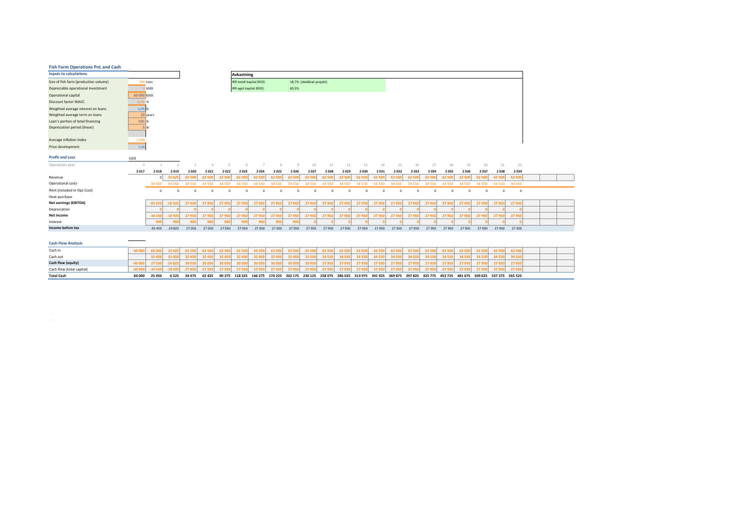## Fish Farm Operations PnL and Cash

| Inputs to calculations | | |
|---|---|---|
| Size of fish farm (production volume) | 500 | tons |
| Depreciable operational investment | 0 | kSEK |
| Operational capital | 60 000 | kSEK |
| Discount factor WACC | 6,0% | % |
| Weighted average interest on loans | 3,0% | % |
| Weighted average term on loans | 10 | years |
| Loan's portion of total financing | 50% | % |
| Depreciation period (linear) | 5 | år |
| Average inflation index | 1,000 | |
| Price development | 1,00 | |

| Avkastning | | |
|---|---|---|
| IRR totalt kapital (ROI) | 18,7% | (obelånat projekt) |
| IRR eget kapital (ROE) | 60,3% | |

### Profit and Loss

kSEK

| Operations year | 0 | 1 | 2 | 3 | 4 | 5 | 6 | 7 | 8 | 9 | 10 | 11 | 12 | 13 | 14 | 15 | 16 | 17 | 18 | 19 | 20 | 21 | 22 |
|---|---|---|---|---|---|---|---|---|---|---|---|---|---|---|---|---|---|---|---|---|---|---|---|
| | 2 017 | 2 018 | 2 019 | 2 020 | 2 021 | 2 022 | 2 023 | 2 024 | 2 025 | 2 026 | 2 027 | 2 028 | 2 029 | 2 030 | 2 031 | 2 032 | 2 033 | 2 034 | 2 035 | 2 036 | 2 037 | 2 038 | 2 039 |
| Revenue | | 0 | 15 625 | 62 500 | 62 500 | 62 500 | 62 500 | 62 500 | 62 500 | 62 500 | 62 500 | 62 500 | 62 500 | 62 500 | 62 500 | 62 500 | 62 500 | 62 500 | 62 500 | 62 500 | 62 500 | 62 500 | 62 500 |
| Operational costs | | 34 550 | 34 550 | 34 550 | 34 550 | 34 550 | 34 550 | 34 550 | 34 550 | 34 550 | 34 550 | 34 550 | 34 550 | 34 550 | 34 550 | 34 550 | 34 550 | 34 550 | 34 550 | 34 550 | 34 550 | 34 550 | 34 550 |
| Rent (included in Ops Cost) | | 0 | 0 | 0 | 0 | 0 | 0 | 0 | 0 | 0 | 0 | 0 | 0 | 0 | 0 | 0 | 0 | 0 | 0 | 0 | 0 | 0 | 0 |
| Heat purchase | | | | | | | | | | | | | | | | | | | | | | | |
| **Net earnings (EBITDA)** | | -34 550 | -18 925 | 27 950 | 27 950 | 27 950 | 27 950 | 27 950 | 27 950 | 27 950 | 27 950 | 27 950 | 27 950 | 27 950 | 27 950 | 27 950 | 27 950 | 27 950 | 27 950 | 27 950 | 27 950 | 27 950 | 27 950 |
| Depreciation | | 0 | 0 | 0 | 0 | 0 | 0 | 0 | 0 | 0 | 0 | 0 | 0 | 0 | 0 | 0 | 0 | 0 | 0 | 0 | 0 | 0 | 0 |
| **Net income** | | -34 550 | -18 925 | 27 950 | 27 950 | 27 950 | 27 950 | 27 950 | 27 950 | 27 950 | 27 950 | 27 950 | 27 950 | 27 950 | 27 950 | 27 950 | 27 950 | 27 950 | 27 950 | 27 950 | 27 950 | 27 950 | 27 950 |
| Interest | | 900 | 900 | 900 | 900 | 900 | 900 | 900 | 900 | 900 | 0 | 0 | 0 | 0 | 0 | 0 | 0 | 0 | 0 | 0 | 0 | 0 | 0 |
| **Income before tax** | | -35 450 | -19 825 | 27 050 | 27 050 | 27 050 | 27 050 | 27 050 | 27 050 | 27 050 | 27 950 | 27 950 | 27 950 | 27 950 | 27 950 | 27 950 | 27 950 | 27 950 | 27 950 | 27 950 | 27 950 | 27 950 | 27 950 |

### Cash Flow Analysis

| | 2 017 | 2 018 | 2 019 | 2 020 | 2 021 | 2 022 | 2 023 | 2 024 | 2 025 | 2 026 | 2 027 | 2 028 | 2 029 | 2 030 | 2 031 | 2 032 | 2 033 | 2 034 | 2 035 | 2 036 | 2 037 | 2 038 | 2 039 |
|---|---|---|---|---|---|---|---|---|---|---|---|---|---|---|---|---|---|---|---|---|---|---|---|
| Cash in | 60 000 | 60 000 | 15 625 | 62 500 | 62 500 | 62 500 | 62 500 | 62 500 | 62 500 | 62 500 | 62 500 | 62 500 | 62 500 | 62 500 | 62 500 | 62 500 | 62 500 | 62 500 | 62 500 | 62 500 | 62 500 | 62 500 | 62 500 |
| Cash out | | 32 450 | 32 450 | 32 450 | 32 450 | 32 450 | 32 450 | 32 450 | 32 450 | 32 450 | 31 550 | 34 550 | 34 550 | 34 550 | 34 550 | 34 550 | 34 550 | 34 550 | 34 550 | 34 550 | 34 550 | 34 550 | 34 550 |
| **Cash flow (equity)** | -30 000 | 27 550 | -16 825 | 30 050 | 30 050 | 30 050 | 30 050 | 30 050 | 30 050 | 30 050 | 30 950 | 27 950 | 27 950 | 27 950 | 27 950 | 27 950 | 27 950 | 27 950 | 27 950 | 27 950 | 27 950 | 27 950 | 27 950 |
| Cash Flow (total capital) | -60 000 | -34 550 | -18 925 | 27 950 | 27 950 | 27 950 | 27 950 | 27 950 | 27 950 | 27 950 | 27 950 | 27 950 | 27 950 | 27 950 | 27 950 | 27 950 | 27 950 | 27 950 | 27 950 | 27 950 | 27 950 | 27 950 | 27 950 |
| **Total Cash** | **60 000** | **25 450** | **6 525** | **34 475** | **62 425** | **90 375** | **118 325** | **146 275** | **174 225** | **202 175** | **230 125** | **258 075** | **286 025** | **313 975** | **341 925** | **369 875** | **397 825** | **425 775** | **453 725** | **481 675** | **509 625** | **537 575** | **565 525** |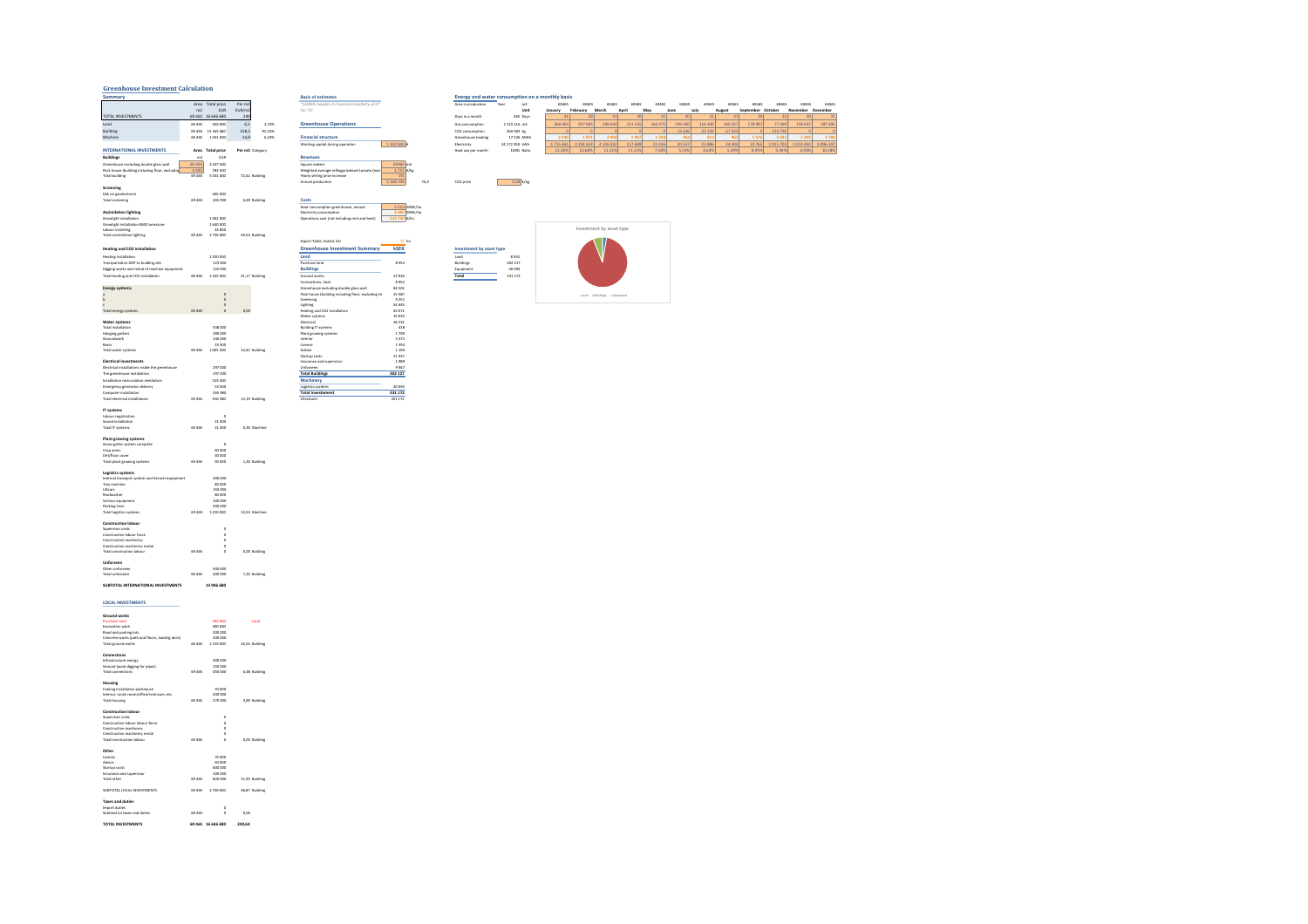# Greenhouse Investment Calculation

## Summary

|  | Area | Total price | Per m2 |  |
|---|---|---|---|---|
|  | m2 | EUR | EUR/m2 |  |
| TOTAL INVESTMENTS | 69 465 | 16 646 680 | 240 |  |
| Land | 69 465 | 450 000 | 6,5 | 2,70% |
| Building | 69 465 | 15 165 680 | 218,3 | 91,10% |
| Machine | 69 465 | 1 031 000 | 14,8 | 6,19% |

## INTERNATIONAL INVESTMENTS

| Buildings | Area | Total price | Per m2 | Category |
|---|---|---|---|---|
|  | m2 | EUR |  |  |
| Greenhouse excluding double glass wall | 69 465 | 4 247 500 |  |  |
| Pack house (building including floor, excluding ...) | 3 481 | 783 500 |  |  |
| Total building | 69 465 | 5 031 000 | 72,42 | Building |
| **Screening** |  |  |  |  |
| Dek en gevelscherm |  | 465 000 |  |  |
| Total screening | 69 465 | 465 000 | 6,69 | Building |
| **Assimilation lighting** |  |  |  |  |
| Growlight installation |  | 1 061 000 |  |  |
| Growlight installation 8600 armature |  | 1 640 000 |  |  |
| Labour installing |  | 45 800 |  |  |
| Total assimilation lighting | 69 465 | 2 746 800 | 39,54 | Building |
| **Heating and CO2 installation** |  |  |  |  |
| Heating installation |  | 1 920 000 |  |  |
| Transportation DAP to building site |  | 123 000 |  |  |
| Digging works and rental of machine equipment |  | 122 000 |  |  |
| Total heating and CO2 installation | 69 465 | 2 165 000 | 31,17 | Building |
| **Energy systems** |  |  |  |  |
| a |  | 0 |  |  |
| b |  | 0 |  |  |
| c |  | 0 |  |  |
| Total energy systems | 69 465 | 0 | 0,00 |  |
| **Water systems** |  |  |  |  |
| Total installation |  | 558 000 |  |  |
| Hanging gutters |  | 288 000 |  |  |
| Groundwork |  | 140 000 |  |  |
| Basin |  | 15 500 |  |  |
| Total water systems | 69 465 | 1 001 500 | 14,42 | Building |
| **Electrical investments** |  |  |  |  |
| Electrical installations inside the greenhouse |  | 297 000 |  |  |
| The greenhouse installation |  | 197 000 |  |  |
| Installation recirculation ventilators |  | 103 400 |  |  |
| Emergency generator delivery |  | 54 000 |  |  |
| Computer installation |  | 265 980 |  |  |
| Total electrical installations | 69 465 | 916 980 | 13,29 | Building |
| **IT systems** |  |  |  |  |
| Labour registration |  | 0 |  |  |
| Sound installation |  | 21 000 |  |  |
| Total IT systems | 69 465 | 21 000 | 0,30 | Machine |
| **Plant growing systems** |  |  |  |  |
| Grow gutter system complete |  | 0 |  |  |
| Crop wires |  | 60 000 |  |  |
| Dirt/floor cover |  | 30 000 |  |  |
| Total plant growing systems | 69 465 | 90 000 | 1,30 | Building |
| **Logistics systems** |  |  |  |  |
| Internal transport system and harvest equipment |  | 300 000 |  |  |
| Tray machine |  | 80 000 |  |  |
| Liftcars |  | 150 000 |  |  |
| Roofwasher |  | 80 000 |  |  |
| Various equipment |  | 100 000 |  |  |
| Packing lines |  | 300 000 |  |  |
| Total logistics systems | 69 465 | 1 010 000 | 14,54 | Machine |
| **Construction labour** |  |  |  |  |
| Supervisor costs |  | 0 |  |  |
| Construction labour force |  | 0 |  |  |
| Construction machinery |  | 0 |  |  |
| Construction machinery rental |  | 0 |  |  |
| Total construction labour | 69 465 | 0 | 0,00 | Building |
| **Unforeseen** |  |  |  |  |
| Other unforeseen |  | 500 000 |  |  |
| Total unforeseen | 69 465 | 500 000 | 7,20 | Building |
| **SUBTOTAL INTERNATIONAL INVESTMENTS** |  | **13 946 680** |  |  |

## LOCAL INVESTMENTS

| Ground works | Area | Total price | Per m2 | Category |
|---|---|---|---|---|
| Purchase land |  | 450 000 |  | Land |
| Excavation work |  | 300 000 |  |  |
| Road and parking lots |  | 200 000 |  |  |
| Concrete works (path and floors, loading dock) |  | 200 000 |  |  |
| Total ground works | 69 465 | 1 150 000 | 16,56 | Building |
| **Connections** |  |  |  |  |
| Infrastructure energy |  | 300 000 |  |  |
| Ground (work digging for pipes) |  | 150 000 |  |  |
| Total connections | 69 465 | 450 000 | 6,48 | Building |
| **Housing** |  |  |  |  |
| Cooling installation packhouse |  | 70 000 |  |  |
| Interior: lunch room/office/restroom, etc. |  | 200 000 |  |  |
| Total housing | 69 465 | 270 000 | 3,89 | Building |
| **Construction labour** |  |  |  |  |
| Supervisor costs |  | 0 |  |  |
| Construction labour force |  | 0 |  |  |
| Construction machinery |  | 0 |  |  |
| Construction machinery rental |  | 0 |  |  |
| Total construction labour | 69 465 | 0 | 0,00 | Building |
| **Other** |  |  |  |  |
| License |  | 70 000 |  |  |
| Advice |  | 60 000 |  |  |
| Startup costs |  | 600 000 |  |  |
| Insurance and supervisor |  | 100 000 |  |  |
| Total other | 69 465 | 830 000 | 11,95 | Building |
| SUBTOTAL LOCAL INVESTMENTS | 69 465 | 2 700 000 | 38,87 | Building |
| **Taxes and duties** |  |  |  |  |
| Import duties |  | 0 |  |  |
| Subtotal on taxes and duties | 69 465 | 0 | 0,00 |  |
| **TOTAL INVESTMENTS** | **69 465** | **16 646 680** | **239,64** |  |

## Basis of estimates

*"DGRDS Sweden 4 Financial Feasibility v2.0"*
*For TIC*

### Greenhouse Operations

### Financial structure

| | |
|---|---|
| Working capital during operation | 1 350 000 € |

### Revenues

| | | |
|---|---|---|
| Square meters | 69465 | m2 |
| Weighted average selling price (excl tomato) (excl...) | 1,751 | €/kg |
| Yearly selling price increase | 0% | |
| Annual production | 5 160 390 | 74,3 |

### Costs

| | | |
|---|---|---|
| Heat consumption greenhouse, annual | 2 523 | MWh/ha |
| Electricity consumption | 3 480 | MWh/ha |
| Operations cost (not including rent and heat) | 212 750 | €/ha |

Export Table, Scaled, ktr — 15 | ha

### Greenhouse Investment Summary

| | kSEK |
|---|---|
| **Land** | |
| Purchase land | 8 952 |
| **Buildings** | |
| Ground works | 22 936 |
| Connections, heat | 8 952 |
| Greenhouse excluding double glass wall | 84 501 |
| Pack house (building including floor, excluding ...) | 15 587 |
| Screening | 9 251 |
| Lighting | 54 645 |
| Heating and CO2 installation | 43 071 |
| Water systems | 19 924 |
| Electrical | 18 231 |
| Building IT systems | 418 |
| Plant growing systems | 1 790 |
| Interior | 5 371 |
| License | 1 393 |
| Advice | 1 194 |
| Startup costs | 11 937 |
| Insurance and supervisor | 1 989 |
| Unforeseen | 9 947 |
| **Total Buildings** | **302 127** |
| **Machinery** | |
| Logistics systems | 20 093 |
| **Total Investment** | **331 172** |
| Checksum | 331 172 |

## Energy and water consumption on a monthly basis

| | Year | m2 | 69465 | 69465 | 69465 | 69465 | 69465 | 69465 | 69465 | 69465 | 69465 | 69465 | 69465 | 69465 |
|---|---|---|---|---|---|---|---|---|---|---|---|---|---|---|
| Area in production | | Unit | January | February | March | April | May | June | July | August | September | October | November | December |
| Days in a month | 365 | Days | 31 | 28 | 31 | 30 | 31 | 30 | 31 | 31 | 30 | 31 | 30 | 31 |
| Gas consumption | 2 110 116 | m3 | 268 965 | 207 035 | 189 630 | 211 535 | 164 675 | 149 320 | 116 100 | 109 427 | 178 987 | 77 880 | 193 637 | 187 695 |
| CO2 consumption | 260 583 | kg | 0 | 0 | 0 | 0 | 0 | 15 336 | 35 142 | 67 323 | 0 | 124 790 | 0 | 0 |
| Greenhouse heating | 17 526 | MWh | 2 030 | 1 872 | 2 004 | 1 947 | 1 328 | 964 | 815 | 962 | 1 576 | 1 081 | 1 209 | 1 740 |
| Electricity | 24 172 350 | kWh | 2 735 661 | 4 238 659 | 4 146 032 | 117 688 | 21 036 | 20 537 | 22 086 | 24 003 | 19 761 | 1 915 755 | 4 032 845 | 4 896 357 |
| Heat use per month | | 100% Ratio | 11,58% | 10,68% | 11,43% | 11,11% | 7,58% | 5,50% | 4,65% | 5,49% | 8,99% | 5,94% | 6,90% | 10,18% |

| | | |
|---|---|---|
| CO2 price | 0,09 | €/kg |

### Investment by asset type

| | |
|---|---|
| Land | 8 952 |
| Buildings | 302 127 |
| Equipment | 20 093 |
| **Total** | **331 172** |

Investment by asset type

Land · Buildings · Equipment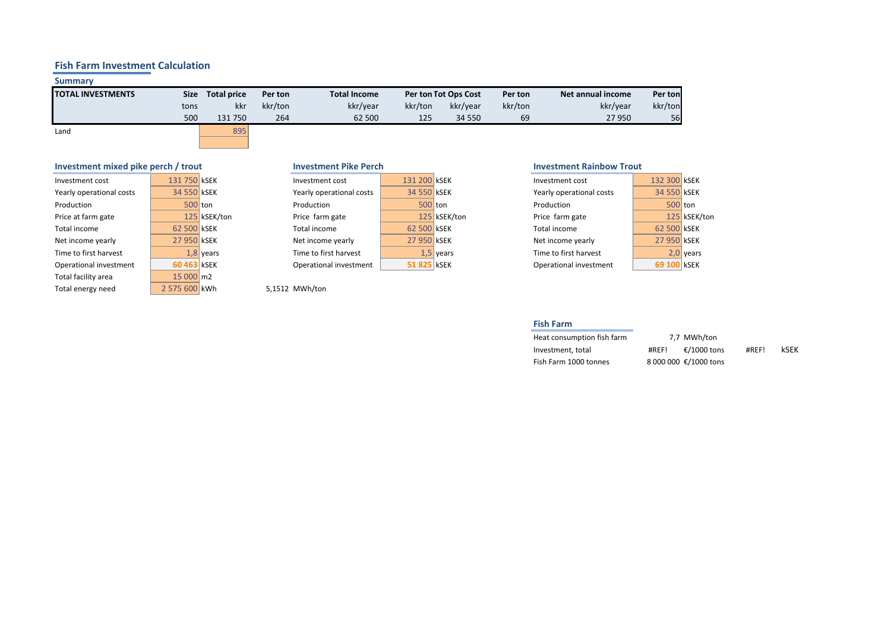# Fish Farm Investment Calculation

## Summary

| TOTAL INVESTMENTS | Size | Total price | Per ton | Total Income | Per ton | Tot Ops Cost | Per ton | Net annual income | Per ton |
|---|---|---|---|---|---|---|---|---|---|
| | tons | kkr | kkr/ton | kkr/year | kkr/ton | kkr/year | kkr/ton | kkr/year | kkr/ton |
| | 500 | 131 750 | 264 | 62 500 | 125 | 34 550 | 69 | 27 950 | 56 |
| Land | | 895 | | | | | | | |

## Investment mixed pike perch / trout

| | | |
|---|---|---|
| Investment cost | 131 750 | kSEK |
| Yearly operational costs | 34 550 | kSEK |
| Production | 500 | ton |
| Price at farm gate | 125 | kSEK/ton |
| Total income | 62 500 | kSEK |
| Net income yearly | 27 950 | kSEK |
| Time to first harvest | 1,8 | years |
| Operational investment | 60 463 | kSEK |
| Total facility area | 15 000 | m2 |
| Total energy need | 2 575 600 | kWh |

5,1512 MWh/ton

## Investment Pike Perch

| | | |
|---|---|---|
| Investment cost | 131 200 | kSEK |
| Yearly operational costs | 34 550 | kSEK |
| Production | 500 | ton |
| Price farm gate | 125 | kSEK/ton |
| Total income | 62 500 | kSEK |
| Net income yearly | 27 950 | kSEK |
| Time to first harvest | 1,5 | years |
| Operational investment | 51 825 | kSEK |

## Investment Rainbow Trout

| | | |
|---|---|---|
| Investment cost | 132 300 | kSEK |
| Yearly operational costs | 34 550 | kSEK |
| Production | 500 | ton |
| Price farm gate | 125 | kSEK/ton |
| Total income | 62 500 | kSEK |
| Net income yearly | 27 950 | kSEK |
| Time to first harvest | 2,0 | years |
| Operational investment | 69 100 | kSEK |

## Fish Farm

| | | | | |
|---|---|---|---|---|
| Heat consumption fish farm | 7,7 | MWh/ton | | |
| Investment, total | #REF! | €/1000 tons | #REF! | kSEK |
| Fish Farm 1000 tonnes | 8 000 000 | €/1000 tons | | |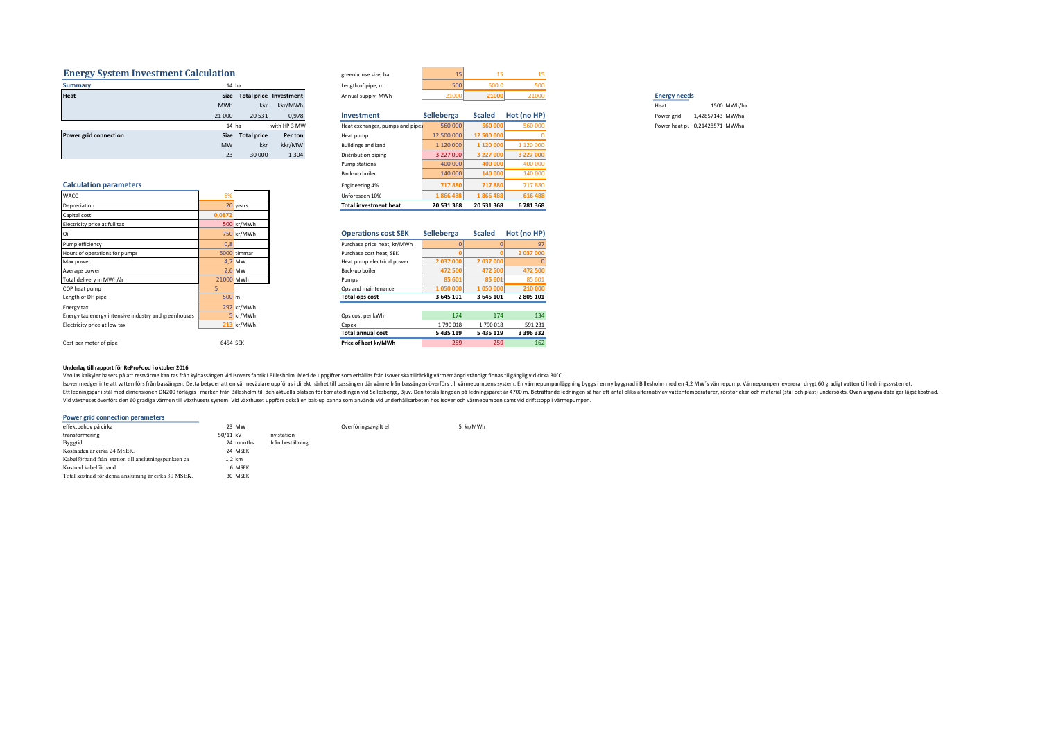# Energy System Investment Calculation

| Summary | 14 ha | | |
|---|---|---|---|
| **Heat** | **Size** | **Total price** | **Investment** |
| | MWh | kkr | kkr/MWh |
| | 21 000 | 20 531 | 0,978 |
| | 14 ha | | with HP 3 MW |
| **Power grid connection** | **Size** | **Total price** | **Per ton** |
| | MW | kkr | kkr/MW |
| | 23 | 30 000 | 1 304 |

| | | | | |
|---|---|---|---|---|
| greenhouse size, ha | 15 | 15 | 15 |
| Length of pipe, m | 500 | 500,0 | 500 |
| Annual supply, MWh | 21000 | 21000 | 21000 |

| Investment | Selleberga | Scaled | Hot (no HP) |
|---|---|---|---|
| Heat exchanger, pumps and pipes | 560 000 | 560 000 | 560 000 |
| Heat pump | 12 500 000 | 12 500 000 | 0 |
| Buildings and land | 1 120 000 | 1 120 000 | 1 120 000 |
| Distribution piping | 3 227 000 | 3 227 000 | 3 227 000 |
| Pump stations | 400 000 | 400 000 | 400 000 |
| Back-up boiler | 140 000 | 140 000 | 140 000 |
| Engineering 4% | 717 880 | 717 880 | 717 880 |
| Unforeseen 10% | 1 866 488 | 1 866 488 | 616 488 |
| **Total investment heat** | **20 531 368** | **20 531 368** | **6 781 368** |

| Energy needs | | |
|---|---|---|
| Heat | 1500 | MWh/ha |
| Power grid | 1,42857143 | MW/ha |
| Power heat pu | 0,21428571 | MW/ha |

## Calculation parameters

| | | |
|---|---|---|
| WACC | 6% | |
| Depreciation | 20 | years |
| Capital cost | 0,0872 | |
| Electricity price at full tax | 500 | kr/MWh |
| Oil | 750 | kr/MWh |
| Pump efficiency | 0,8 | |
| Hours of operations for pumps | 6000 | timmar |
| Max power | 4,7 | MW |
| Average power | 2,6 | MW |
| Total delivery in MWh/år | 21000 | MWh |
| COP heat pump | 5 | |
| Length of DH pipe | 500 | m |
| Energy tax | 292 | kr/MWh |
| Energy tax energy intensive industry and greenhouses | 5 | kr/MWh |
| Electricity price at low tax | 213 | kr/MWh |
| | | |
| Cost per meter of pipe | 6454 | SEK |

| Operations cost SEK | Selleberga | Scaled | Hot (no HP) |
|---|---|---|---|
| Purchase price heat, kr/MWh | 0 | 0 | 97 |
| Purchase cost heat, SEK | 0 | 0 | 2 037 000 |
| Heat pump electrical power | 2 037 000 | 2 037 000 | 0 |
| Back-up boiler | 472 500 | 472 500 | 472 500 |
| Pumps | 85 601 | 85 601 | 85 601 |
| Ops and maintenance | 1 050 000 | 1 050 000 | 210 000 |
| **Total ops cost** | **3 645 101** | **3 645 101** | **2 805 101** |
| | | | |
| Ops cost per kWh | 174 | 174 | 134 |
| Capex | 1 790 018 | 1 790 018 | 591 231 |
| **Total annual cost** | **5 435 119** | **5 435 119** | **3 396 332** |
| **Price of heat kr/MWh** | 259 | 259 | 162 |

**Underlag till rapport för ReProFood i oktober 2016**

Veolias kalkyler basers på att restvärme kan tas från kylbassängen vid Isovers fabrik i Billesholm. Med de uppgifter som erhållits från Isover ska tillräcklig värmemängd ständigt finnas tillgänglig vid cirka 30°C.
Isover medger inte att vatten förs från bassängen. Detta betyder att en värmeväxlare uppföras i direkt närhet till bassängen där värme från bassängen överförs till värmepumpens system. En värmepumpanläggning byggs i en ny byggnad i Billesholm med en 4,2 MW´s värmepump. Värmepumpen levererar drygt 60 gradigt vatten till ledningssystemet.
Ett ledningspar i stål med dimensionen DN200 förläggs i marken från Billesholm till den aktuella platsen för tomatodlingen vid Sellesberga, Bjuv. Den totala längden på ledningsparet är 4700 m. Beträffande ledningen så har ett antal olika alternativ av vattentemperaturer, rörstorlekar och material (stål och plast) undersökts. Ovan angivna data ger lägst kostnad.
Vid växthuset överförs den 60 gradiga värmen till växthusets system. Vid växthuset uppförs också en bak-up panna som används vid underhållsarbeten hos Isover och värmepumpen samt vid driftstopp i värmepumpen.

## Power grid connection parameters

| | | | |
|---|---|---|---|
| effektbehov på cirka | 23 | MW | |
| transformering | 50/11 | kV | ny station |
| Byggtid | 24 | months | från beställning |
| Kostnaden är cirka 24 MSEK. | 24 | MSEK | |
| Kabelförband från station till anslutningspunkten ca | 1,2 | km | |
| Kostnad kabelförband | 6 | MSEK | |
| Total kostnad för denna anslutning är cirka 30 MSEK. | 30 | MSEK | |

Överföringsavgift el 5 kr/MWh